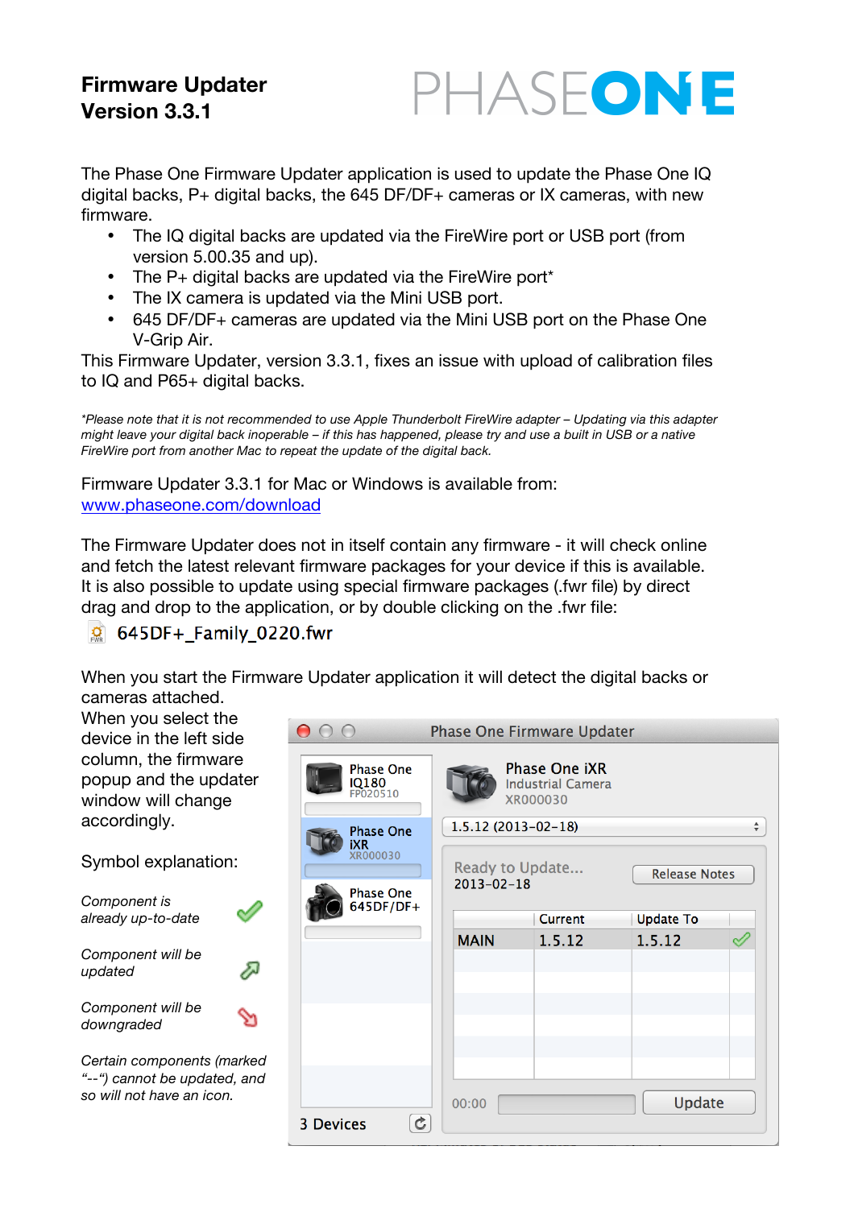# Firmware Updater Version 3.3.1

PHASEONE

The Phase One Firmware Updater application is used to update the Phase One IQ digital backs, P+ digital backs, the 645 DF/DF+ cameras or IX cameras, with new firmware.

- The IQ digital backs are updated via the FireWire port or USB port (from version 5.00.35 and up).
- The P+ digital backs are updated via the FireWire port*
- The IX camera is updated via the Mini USB port.
- 645 DF/DF+ cameras are updated via the Mini USB port on the Phase One V-Grip Air.

This Firmware Updater, version 3.3.1, fixes an issue with upload of calibration files to IQ and P65+ digital backs.

*\*Please note that it is not recommended to use Apple Thunderbolt FireWire adapter – Updating via this adapter might leave your digital back inoperable – if this has happened, please try and use a built in USB or a native FireWire port from another Mac to repeat the update of the digital back.*

Firmware Updater 3.3.1 for Mac or Windows is available from:
[www.phaseone.com/download](www.phaseone.com/download)

The Firmware Updater does not in itself contain any firmware - it will check online and fetch the latest relevant firmware packages for your device if this is available. It is also possible to update using special firmware packages (.fwr file) by direct drag and drop to the application, or by double clicking on the .fwr file:

645DF+_Family_0220.fwr

When you start the Firmware Updater application it will detect the digital backs or cameras attached.

When you select the device in the left side column, the firmware popup and the updater window will change accordingly.

Symbol explanation:

*Component is already up-to-date*

*Component will be updated*

*Component will be downgraded*

*Certain components (marked "--") cannot be updated, and so will not have an icon.*

Phase One Firmware Updater

Phase One IQ180 FP020510

Phase One iXR XR000030

Phase One 645DF/DF+

3 Devices

Phase One iXR
Industrial Camera
XR000030

1.5.12 (2013-02-18)

Ready to Update...
2013-02-18

Release Notes

| | Current | Update To |
|---|---|---|
| MAIN | 1.5.12 | 1.5.12 |

00:00

Update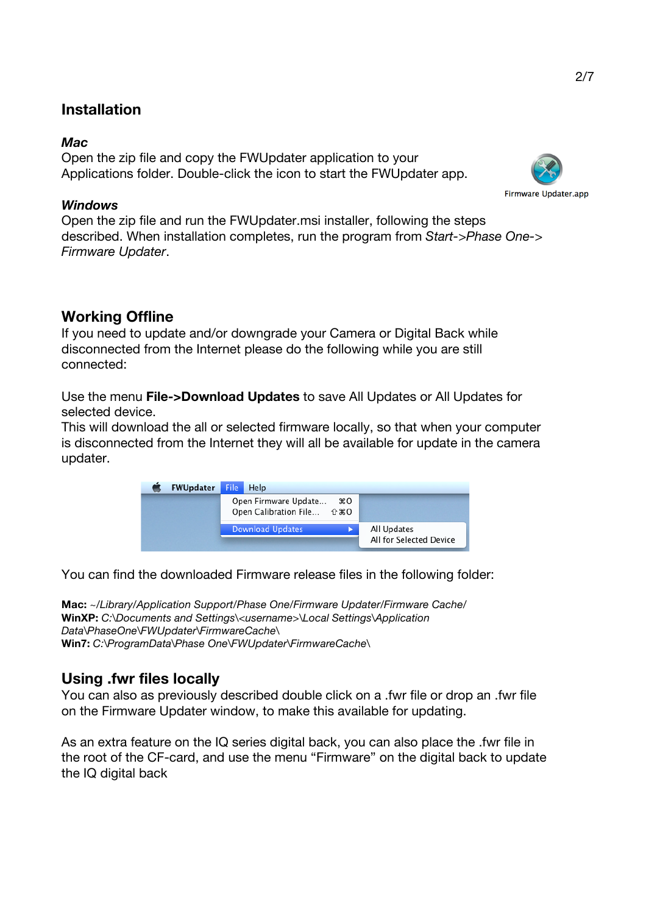## Installation

### *Mac*

Open the zip file and copy the FWUpdater application to your Applications folder. Double-click the icon to start the FWUpdater app.

Firmware Updater.app

### *Windows*

Open the zip file and run the FWUpdater.msi installer, following the steps described. When installation completes, run the program from *Start->Phase One->Firmware Updater*.

## Working Offline

If you need to update and/or downgrade your Camera or Digital Back while disconnected from the Internet please do the following while you are still connected:

Use the menu **File->Download Updates** to save All Updates or All Updates for selected device.
This will download the all or selected firmware locally, so that when your computer is disconnected from the Internet they will all be available for update in the camera updater.

You can find the downloaded Firmware release files in the following folder:

**Mac:** *~/Library/Application Support/Phase One/Firmware Updater/Firmware Cache/*
**WinXP:** *C:\Documents and Settings\<username>\Local Settings\Application Data\PhaseOne\FWUpdater\FirmwareCache\*
**Win7:** *C:\ProgramData\Phase One\FWUpdater\FirmwareCache\*

## Using .fwr files locally

You can also as previously described double click on a .fwr file or drop an .fwr file on the Firmware Updater window, to make this available for updating.

As an extra feature on the IQ series digital back, you can also place the .fwr file in the root of the CF-card, and use the menu "Firmware" on the digital back to update the IQ digital back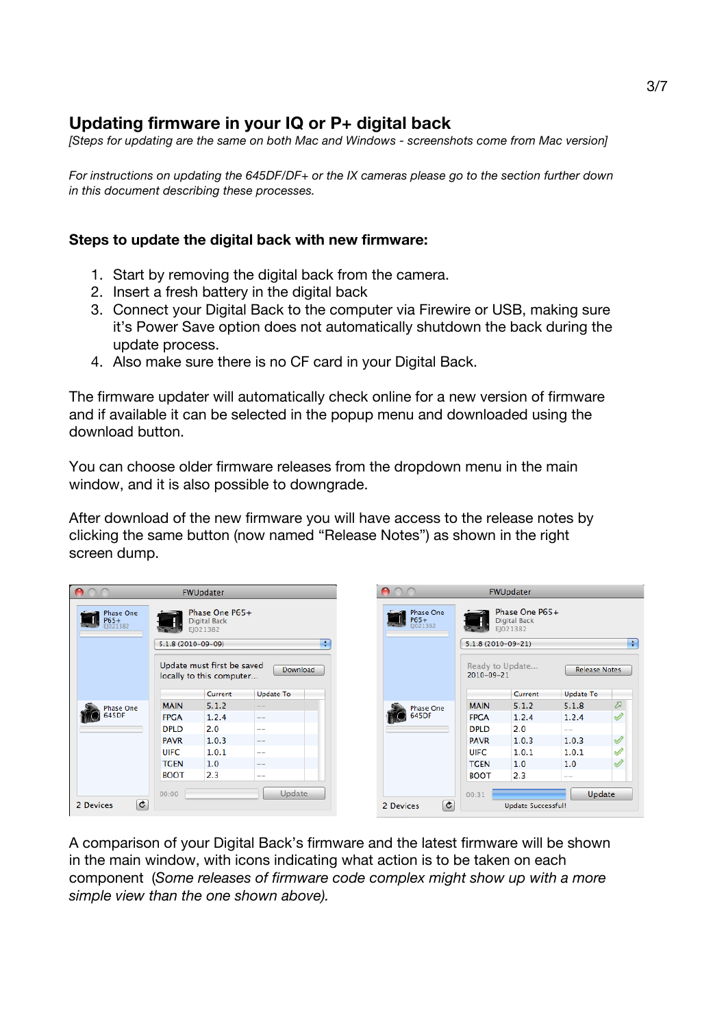## Updating firmware in your IQ or P+ digital back

*[Steps for updating are the same on both Mac and Windows - screenshots come from Mac version]*

*For instructions on updating the 645DF/DF+ or the IX cameras please go to the section further down in this document describing these processes.*

### Steps to update the digital back with new firmware:

1. Start by removing the digital back from the camera.
2. Insert a fresh battery in the digital back
3. Connect your Digital Back to the computer via Firewire or USB, making sure it's Power Save option does not automatically shutdown the back during the update process.
4. Also make sure there is no CF card in your Digital Back.

The firmware updater will automatically check online for a new version of firmware and if available it can be selected in the popup menu and downloaded using the download button.

You can choose older firmware releases from the dropdown menu in the main window, and it is also possible to downgrade.

After download of the new firmware you will have access to the release notes by clicking the same button (now named "Release Notes") as shown in the right screen dump.

A comparison of your Digital Back's firmware and the latest firmware will be shown in the main window, with icons indicating what action is to be taken on each component *(Some releases of firmware code complex might show up with a more simple view than the one shown above).*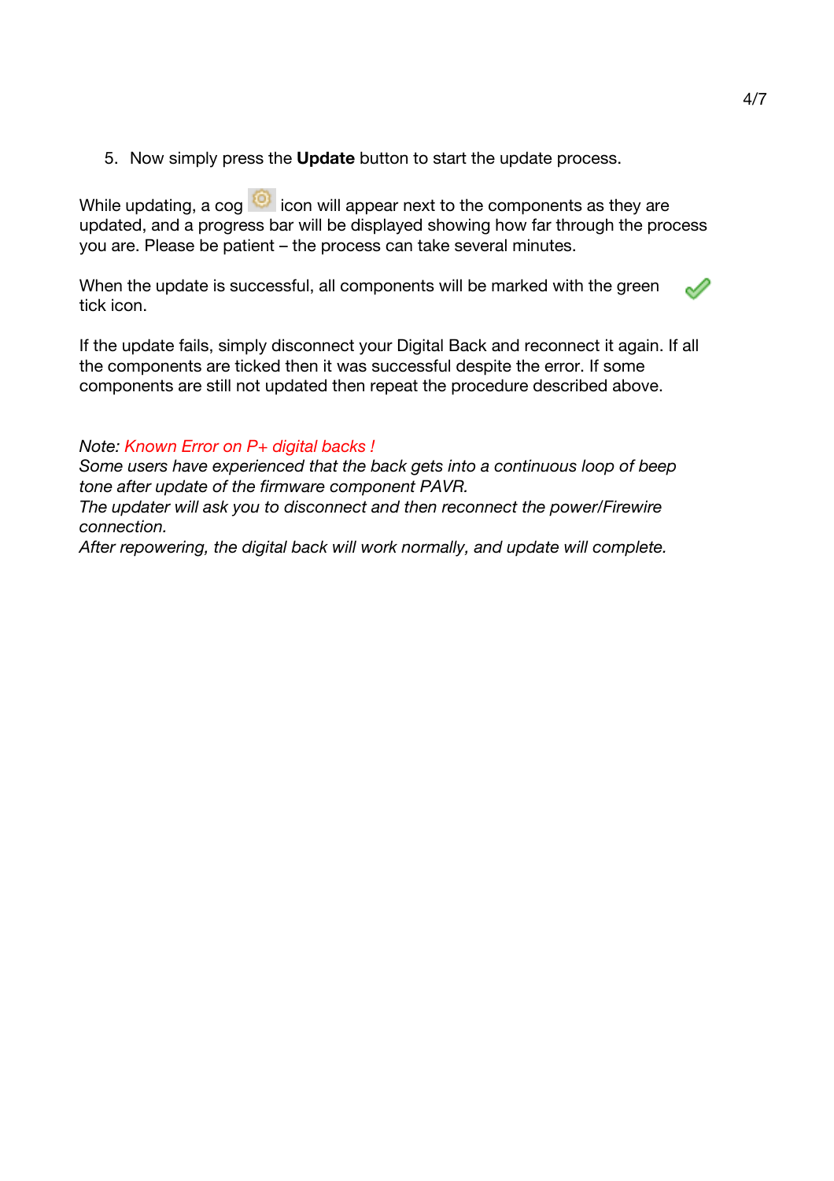5. Now simply press the **Update** button to start the update process.

While updating, a cog icon will appear next to the components as they are updated, and a progress bar will be displayed showing how far through the process you are. Please be patient – the process can take several minutes.

When the update is successful, all components will be marked with the green tick icon.

If the update fails, simply disconnect your Digital Back and reconnect it again. If all the components are ticked then it was successful despite the error. If some components are still not updated then repeat the procedure described above.

*Note: Known Error on P+ digital backs !*
*Some users have experienced that the back gets into a continuous loop of beep tone after update of the firmware component PAVR.*
*The updater will ask you to disconnect and then reconnect the power/Firewire connection.*
*After repowering, the digital back will work normally, and update will complete.*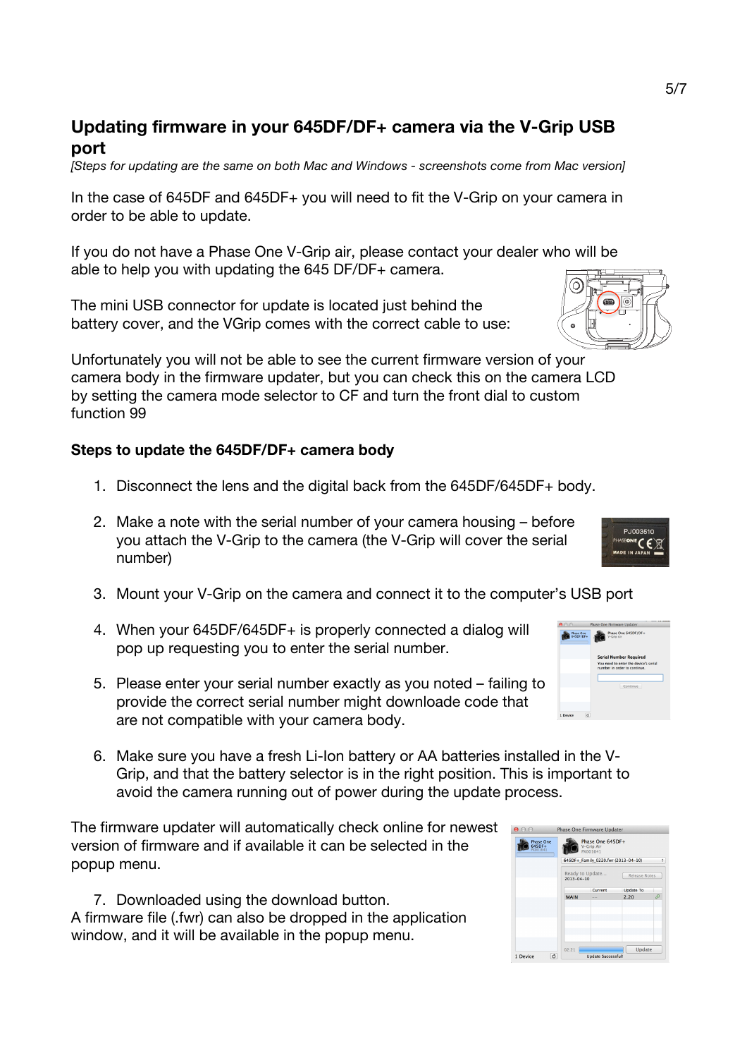## Updating firmware in your 645DF/DF+ camera via the V-Grip USB port

*[Steps for updating are the same on both Mac and Windows - screenshots come from Mac version]*

In the case of 645DF and 645DF+ you will need to fit the V-Grip on your camera in order to be able to update.

If you do not have a Phase One V-Grip air, please contact your dealer who will be able to help you with updating the 645 DF/DF+ camera.

The mini USB connector for update is located just behind the battery cover, and the VGrip comes with the correct cable to use:

Unfortunately you will not be able to see the current firmware version of your camera body in the firmware updater, but you can check this on the camera LCD by setting the camera mode selector to CF and turn the front dial to custom function 99

### Steps to update the 645DF/DF+ camera body

1. Disconnect the lens and the digital back from the 645DF/645DF+ body.
2. Make a note with the serial number of your camera housing – before you attach the V-Grip to the camera (the V-Grip will cover the serial number)
3. Mount your V-Grip on the camera and connect it to the computer's USB port
4. When your 645DF/645DF+ is properly connected a dialog will pop up requesting you to enter the serial number.
5. Please enter your serial number exactly as you noted – failing to provide the correct serial number might download code that are not compatible with your camera body.
6. Make sure you have a fresh Li-Ion battery or AA batteries installed in the V-Grip, and that the battery selector is in the right position. This is important to avoid the camera running out of power during the update process.

The firmware updater will automatically check online for newest version of firmware and if available it can be selected in the popup menu.

7. Downloaded using the download button.

A firmware file (.fwr) can also be dropped in the application window, and it will be available in the popup menu.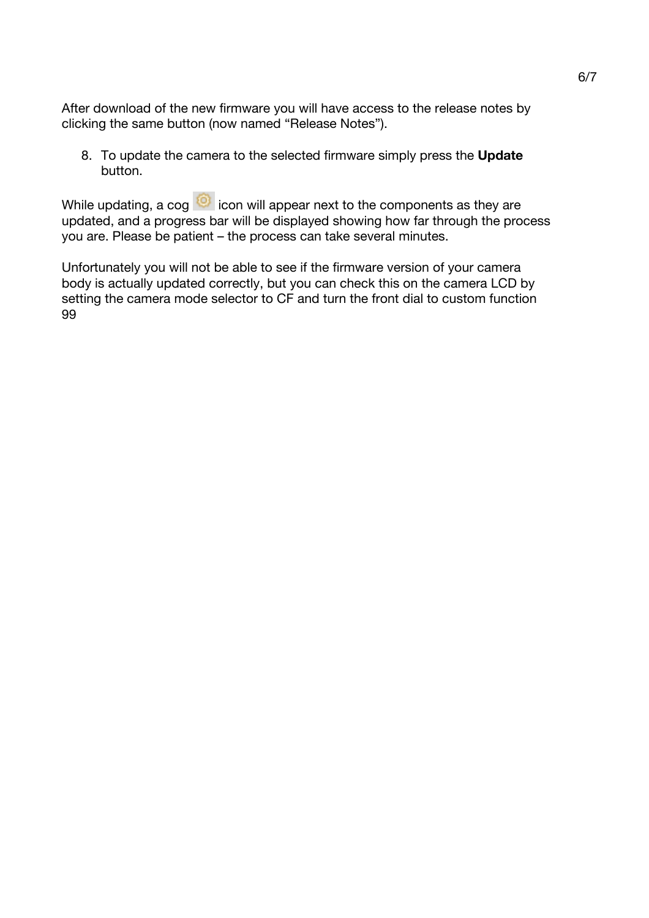After download of the new firmware you will have access to the release notes by clicking the same button (now named "Release Notes").

8. To update the camera to the selected firmware simply press the **Update** button.

While updating, a cog icon will appear next to the components as they are updated, and a progress bar will be displayed showing how far through the process you are. Please be patient – the process can take several minutes.

Unfortunately you will not be able to see if the firmware version of your camera body is actually updated correctly, but you can check this on the camera LCD by setting the camera mode selector to CF and turn the front dial to custom function 99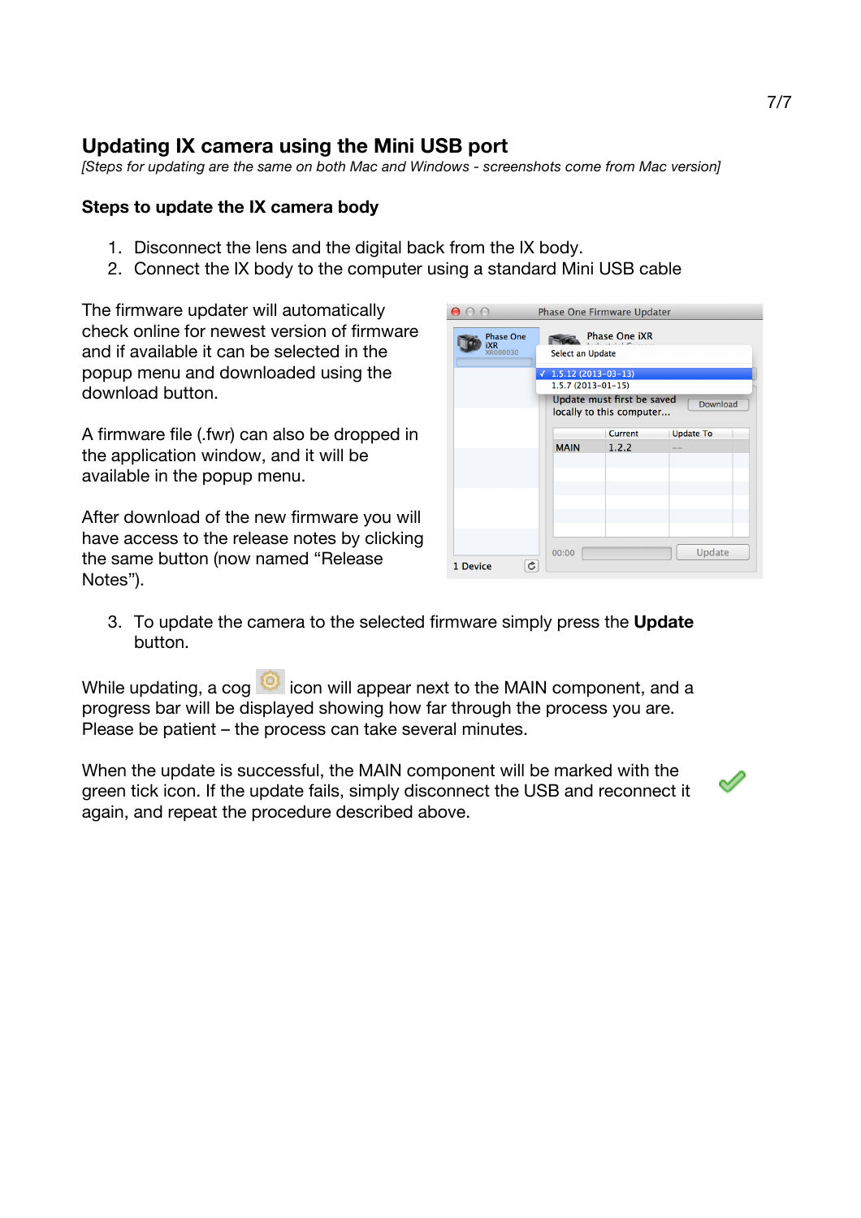## Updating IX camera using the Mini USB port

*[Steps for updating are the same on both Mac and Windows - screenshots come from Mac version]*

### Steps to update the IX camera body

1. Disconnect the lens and the digital back from the IX body.
2. Connect the IX body to the computer using a standard Mini USB cable

The firmware updater will automatically check online for newest version of firmware and if available it can be selected in the popup menu and downloaded using the download button.

A firmware file (.fwr) can also be dropped in the application window, and it will be available in the popup menu.

After download of the new firmware you will have access to the release notes by clicking the same button (now named "Release Notes").

3. To update the camera to the selected firmware simply press the **Update** button.

While updating, a cog icon will appear next to the MAIN component, and a progress bar will be displayed showing how far through the process you are. Please be patient – the process can take several minutes.

When the update is successful, the MAIN component will be marked with the green tick icon. If the update fails, simply disconnect the USB and reconnect it again, and repeat the procedure described above.